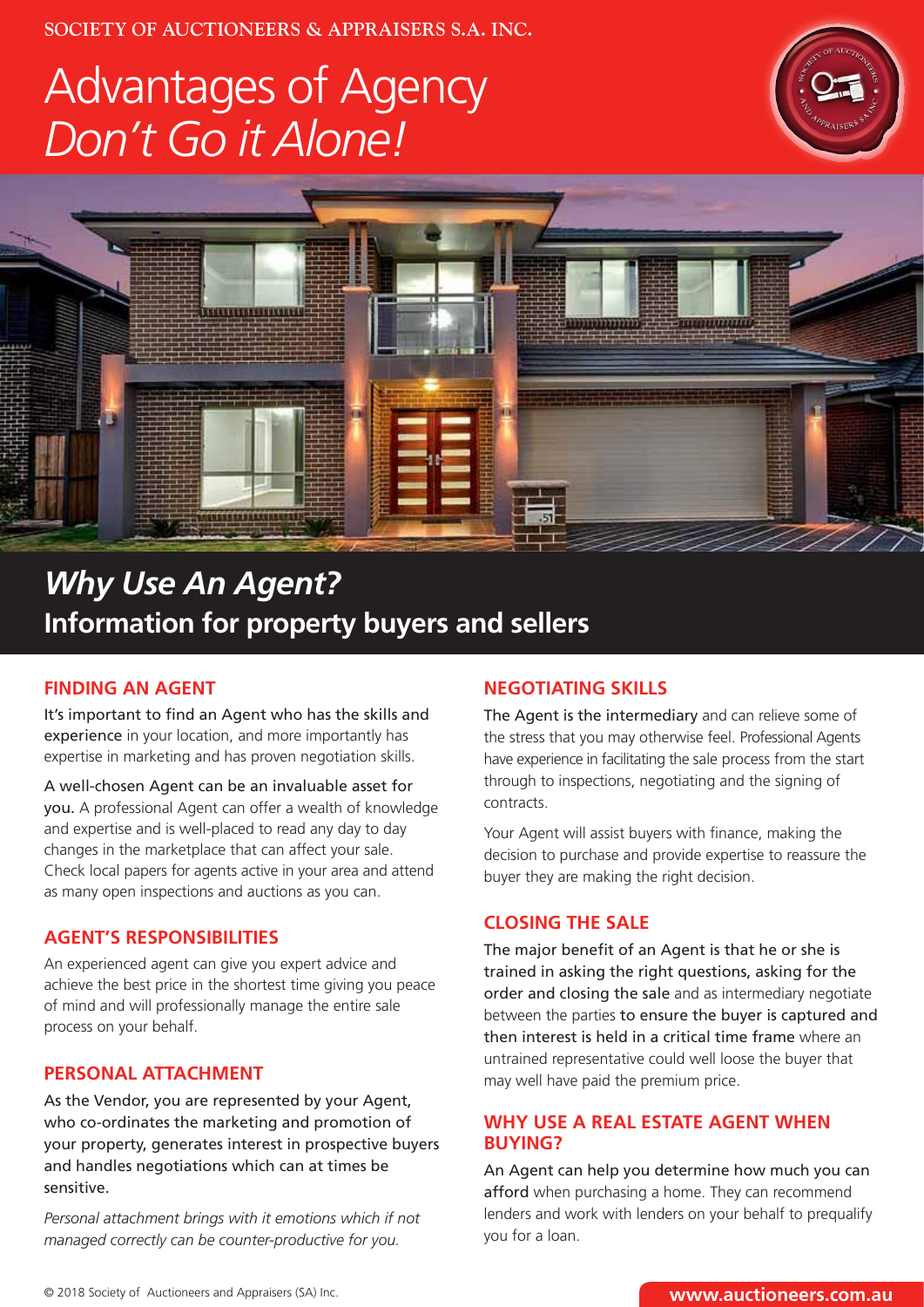SOCIETY OF AUCTIONEERS & APPRAISERS S.A. INC.

# Advantages of Agency *Don't Go it Alone!*

## *Why Use An Agent?*

## Information for property buyers and sellers

### FINDING AN AGENT

It's important to find an Agent who has the skills and experience in your location, and more importantly has expertise in marketing and has proven negotiation skills.

A well-chosen Agent can be an invaluable asset for you. A professional Agent can offer a wealth of knowledge and expertise and is well-placed to read any day to day changes in the marketplace that can affect your sale. Check local papers for agents active in your area and attend as many open inspections and auctions as you can.

### AGENT'S RESPONSIBILITIES

An experienced agent can give you expert advice and achieve the best price in the shortest time giving you peace of mind and will professionally manage the entire sale process on your behalf.

### PERSONAL ATTACHMENT

As the Vendor, you are represented by your Agent, who co-ordinates the marketing and promotion of your property, generates interest in prospective buyers and handles negotiations which can at times be sensitive.

*Personal attachment brings with it emotions which if not managed correctly can be counter-productive for you.*

### NEGOTIATING SKILLS

The Agent is the intermediary and can relieve some of the stress that you may otherwise feel. Professional Agents have experience in facilitating the sale process from the start through to inspections, negotiating and the signing of contracts.

Your Agent will assist buyers with finance, making the decision to purchase and provide expertise to reassure the buyer they are making the right decision.

### CLOSING THE SALE

The major benefit of an Agent is that he or she is trained in asking the right questions, asking for the order and closing the sale and as intermediary negotiate between the parties to ensure the buyer is captured and then interest is held in a critical time frame where an untrained representative could well loose the buyer that may well have paid the premium price.

### WHY USE A REAL ESTATE AGENT WHEN BUYING?

An Agent can help you determine how much you can afford when purchasing a home. They can recommend lenders and work with lenders on your behalf to prequalify you for a loan.

© 2018 Society of Auctioneers and Appraisers (SA) Inc.

www.auctioneers.com.au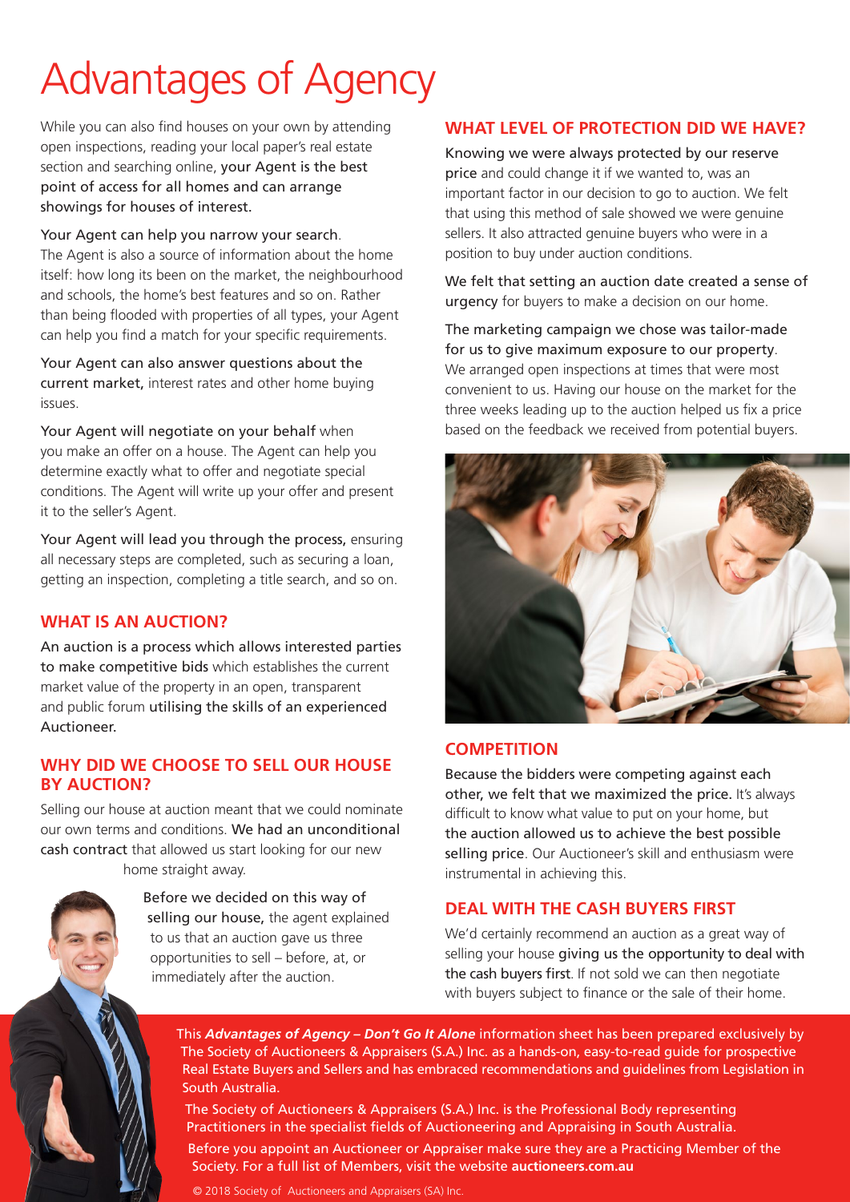# Advantages of Agency

While you can also find houses on your own by attending open inspections, reading your local paper's real estate section and searching online, your Agent is the best point of access for all homes and can arrange showings for houses of interest.

Your Agent can help you narrow your search. The Agent is also a source of information about the home itself: how long its been on the market, the neighbourhood and schools, the home's best features and so on. Rather than being flooded with properties of all types, your Agent can help you find a match for your specific requirements.

Your Agent can also answer questions about the current market, interest rates and other home buying issues.

Your Agent will negotiate on your behalf when you make an offer on a house. The Agent can help you determine exactly what to offer and negotiate special conditions. The Agent will write up your offer and present it to the seller's Agent.

Your Agent will lead you through the process, ensuring all necessary steps are completed, such as securing a loan, getting an inspection, completing a title search, and so on.

## WHAT IS AN AUCTION?

An auction is a process which allows interested parties to make competitive bids which establishes the current market value of the property in an open, transparent and public forum utilising the skills of an experienced Auctioneer.

## WHY DID WE CHOOSE TO SELL OUR HOUSE BY AUCTION?

Selling our house at auction meant that we could nominate our own terms and conditions. We had an unconditional cash contract that allowed us start looking for our new home straight away.

Before we decided on this way of selling our house, the agent explained to us that an auction gave us three opportunities to sell – before, at, or immediately after the auction.

## WHAT LEVEL OF PROTECTION DID WE HAVE?

Knowing we were always protected by our reserve price and could change it if we wanted to, was an important factor in our decision to go to auction. We felt that using this method of sale showed we were genuine sellers. It also attracted genuine buyers who were in a position to buy under auction conditions.

We felt that setting an auction date created a sense of urgency for buyers to make a decision on our home.

The marketing campaign we chose was tailor-made for us to give maximum exposure to our property. We arranged open inspections at times that were most convenient to us. Having our house on the market for the three weeks leading up to the auction helped us fix a price based on the feedback we received from potential buyers.

## COMPETITION

Because the bidders were competing against each other, we felt that we maximized the price. It's always difficult to know what value to put on your home, but the auction allowed us to achieve the best possible selling price. Our Auctioneer's skill and enthusiasm were instrumental in achieving this.

## DEAL WITH THE CASH BUYERS FIRST

We'd certainly recommend an auction as a great way of selling your house giving us the opportunity to deal with the cash buyers first. If not sold we can then negotiate with buyers subject to finance or the sale of their home.

This ***Advantages of Agency – Don't Go It Alone*** information sheet has been prepared exclusively by The Society of Auctioneers & Appraisers (S.A.) Inc. as a hands-on, easy-to-read guide for prospective Real Estate Buyers and Sellers and has embraced recommendations and guidelines from Legislation in South Australia.

The Society of Auctioneers & Appraisers (S.A.) Inc. is the Professional Body representing Practitioners in the specialist fields of Auctioneering and Appraising in South Australia.

Before you appoint an Auctioneer or Appraiser make sure they are a Practicing Member of the Society. For a full list of Members, visit the website **auctioneers.com.au**

© 2018 Society of Auctioneers and Appraisers (SA) Inc.